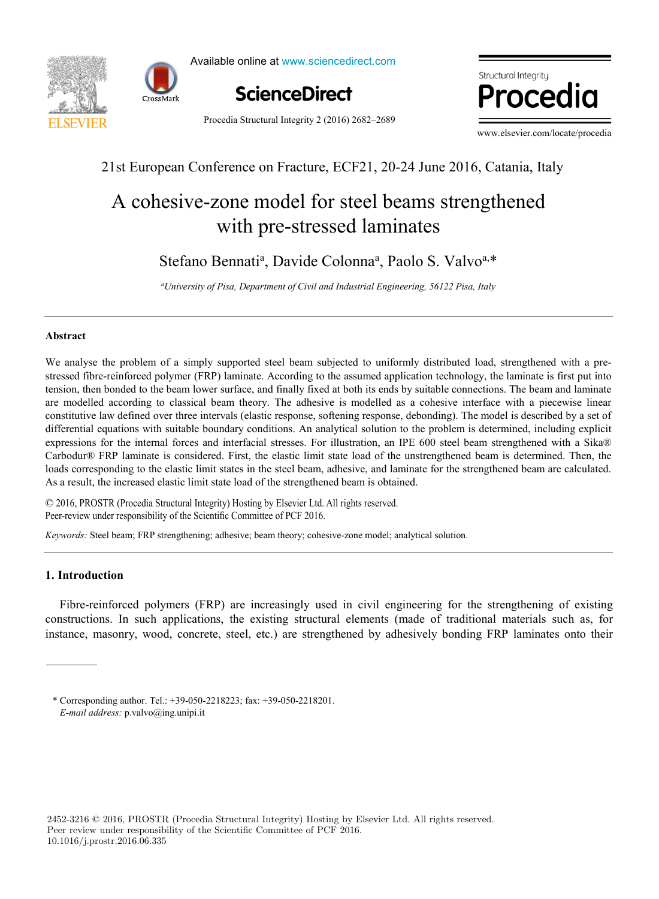21st European Conference on Fracture, ECF21, 20-24 June 2016, Catania, Italy

# A cohesive-zone model for steel beams strengthened with pre-stressed laminates

Stefano Bennati[a], Davide Colonna[a], Paolo S. Valvo[a,*]

[a]*University of Pisa, Department of Civil and Industrial Engineering, 56122 Pisa, Italy*

## Abstract

We analyse the problem of a simply supported steel beam subjected to uniformly distributed load, strengthened with a pre-stressed fibre-reinforced polymer (FRP) laminate. According to the assumed application technology, the laminate is first put into tension, then bonded to the beam lower surface, and finally fixed at both its ends by suitable connections. The beam and laminate are modelled according to classical beam theory. The adhesive is modelled as a cohesive interface with a piecewise linear constitutive law defined over three intervals (elastic response, softening response, debonding). The model is described by a set of differential equations with suitable boundary conditions. An analytical solution to the problem is determined, including explicit expressions for the internal forces and interfacial stresses. For illustration, an IPE 600 steel beam strengthened with a Sika® Carbodur® FRP laminate is considered. First, the elastic limit state load of the unstrengthened beam is determined. Then, the loads corresponding to the elastic limit states in the steel beam, adhesive, and laminate for the strengthened beam are calculated. As a result, the increased elastic limit state load of the strengthened beam is obtained.

© 2016, PROSTR (Procedia Structural Integrity) Hosting by Elsevier Ltd. All rights reserved.
Peer-review under responsibility of the Scientific Committee of PCF 2016.

*Keywords:* Steel beam; FRP strengthening; adhesive; beam theory; cohesive-zone model; analytical solution.

## 1. Introduction

Fibre-reinforced polymers (FRP) are increasingly used in civil engineering for the strengthening of existing constructions. In such applications, the existing structural elements (made of traditional materials such as, for instance, masonry, wood, concrete, steel, etc.) are strengthened by adhesively bonding FRP laminates onto their

---

\* Corresponding author. Tel.: +39-050-2218223; fax: +39-050-2218201.
*E-mail address:* p.valvo@ing.unipi.it

2452-3216 © 2016, PROSTR (Procedia Structural Integrity) Hosting by Elsevier Ltd. All rights reserved.
Peer review under responsibility of the Scientific Committee of PCF 2016.
10.1016/j.prostr.2016.06.335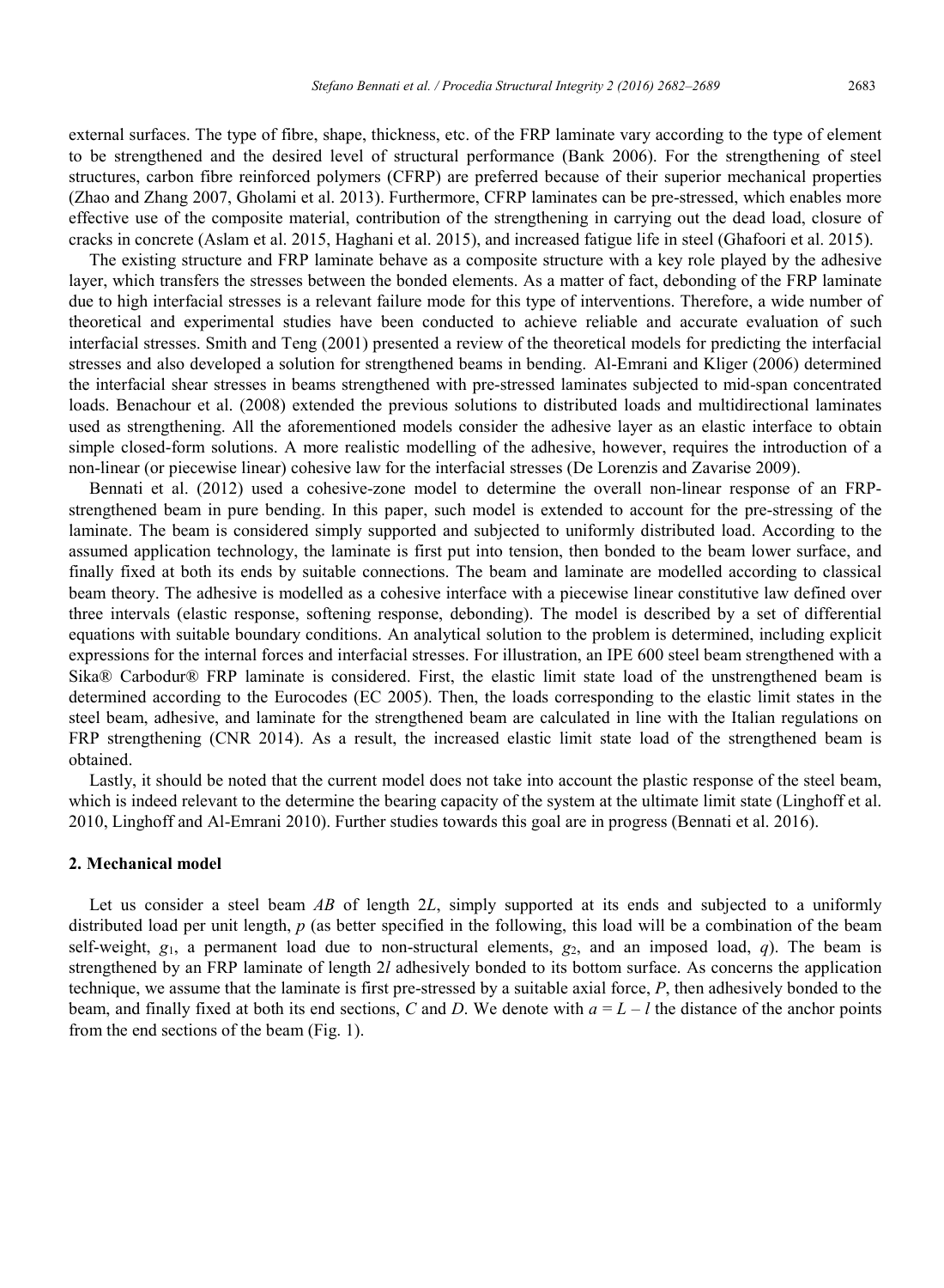external surfaces. The type of fibre, shape, thickness, etc. of the FRP laminate vary according to the type of element to be strengthened and the desired level of structural performance (Bank 2006). For the strengthening of steel structures, carbon fibre reinforced polymers (CFRP) are preferred because of their superior mechanical properties (Zhao and Zhang 2007, Gholami et al. 2013). Furthermore, CFRP laminates can be pre-stressed, which enables more effective use of the composite material, contribution of the strengthening in carrying out the dead load, closure of cracks in concrete (Aslam et al. 2015, Haghani et al. 2015), and increased fatigue life in steel (Ghafoori et al. 2015).

The existing structure and FRP laminate behave as a composite structure with a key role played by the adhesive layer, which transfers the stresses between the bonded elements. As a matter of fact, debonding of the FRP laminate due to high interfacial stresses is a relevant failure mode for this type of interventions. Therefore, a wide number of theoretical and experimental studies have been conducted to achieve reliable and accurate evaluation of such interfacial stresses. Smith and Teng (2001) presented a review of the theoretical models for predicting the interfacial stresses and also developed a solution for strengthened beams in bending. Al-Emrani and Kliger (2006) determined the interfacial shear stresses in beams strengthened with pre-stressed laminates subjected to mid-span concentrated loads. Benachour et al. (2008) extended the previous solutions to distributed loads and multidirectional laminates used as strengthening. All the aforementioned models consider the adhesive layer as an elastic interface to obtain simple closed-form solutions. A more realistic modelling of the adhesive, however, requires the introduction of a non-linear (or piecewise linear) cohesive law for the interfacial stresses (De Lorenzis and Zavarise 2009).

Bennati et al. (2012) used a cohesive-zone model to determine the overall non-linear response of an FRP-strengthened beam in pure bending. In this paper, such model is extended to account for the pre-stressing of the laminate. The beam is considered simply supported and subjected to uniformly distributed load. According to the assumed application technology, the laminate is first put into tension, then bonded to the beam lower surface, and finally fixed at both its ends by suitable connections. The beam and laminate are modelled according to classical beam theory. The adhesive is modelled as a cohesive interface with a piecewise linear constitutive law defined over three intervals (elastic response, softening response, debonding). The model is described by a set of differential equations with suitable boundary conditions. An analytical solution to the problem is determined, including explicit expressions for the internal forces and interfacial stresses. For illustration, an IPE 600 steel beam strengthened with a Sika® Carbodur® FRP laminate is considered. First, the elastic limit state load of the unstrengthened beam is determined according to the Eurocodes (EC 2005). Then, the loads corresponding to the elastic limit states in the steel beam, adhesive, and laminate for the strengthened beam are calculated in line with the Italian regulations on FRP strengthening (CNR 2014). As a result, the increased elastic limit state load of the strengthened beam is obtained.

Lastly, it should be noted that the current model does not take into account the plastic response of the steel beam, which is indeed relevant to the determine the bearing capacity of the system at the ultimate limit state (Linghoff et al. 2010, Linghoff and Al-Emrani 2010). Further studies towards this goal are in progress (Bennati et al. 2016).

## 2. Mechanical model

Let us consider a steel beam *AB* of length $2L$, simply supported at its ends and subjected to a uniformly distributed load per unit length, $p$ (as better specified in the following, this load will be a combination of the beam self-weight, $g_1$, a permanent load due to non-structural elements, $g_2$, and an imposed load, $q$). The beam is strengthened by an FRP laminate of length $2l$ adhesively bonded to its bottom surface. As concerns the application technique, we assume that the laminate is first pre-stressed by a suitable axial force, $P$, then adhesively bonded to the beam, and finally fixed at both its end sections, *C* and *D*. We denote with $a = L - l$ the distance of the anchor points from the end sections of the beam (Fig. 1).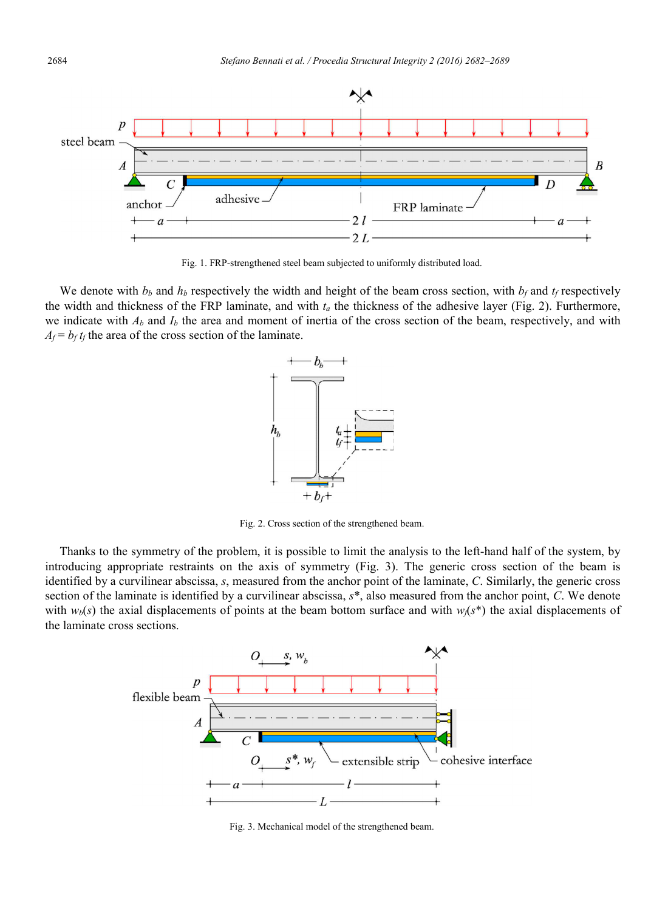Fig. 1. FRP-strengthened steel beam subjected to uniformly distributed load.

We denote with $b_b$ and $h_b$ respectively the width and height of the beam cross section, with $b_f$ and $t_f$ respectively the width and thickness of the FRP laminate, and with $t_a$ the thickness of the adhesive layer (Fig. 2). Furthermore, we indicate with $A_b$ and $I_b$ the area and moment of inertia of the cross section of the beam, respectively, and with $A_f = b_f\, t_f$ the area of the cross section of the laminate.

Fig. 2. Cross section of the strengthened beam.

Thanks to the symmetry of the problem, it is possible to limit the analysis to the left-hand half of the system, by introducing appropriate restraints on the axis of symmetry (Fig. 3). The generic cross section of the beam is identified by a curvilinear abscissa, $s$, measured from the anchor point of the laminate, $C$. Similarly, the generic cross section of the laminate is identified by a curvilinear abscissa, $s^*$, also measured from the anchor point, $C$. We denote with $w_b(s)$ the axial displacements of points at the beam bottom surface and with $w_f(s^*)$ the axial displacements of the laminate cross sections.

Fig. 3. Mechanical model of the strengthened beam.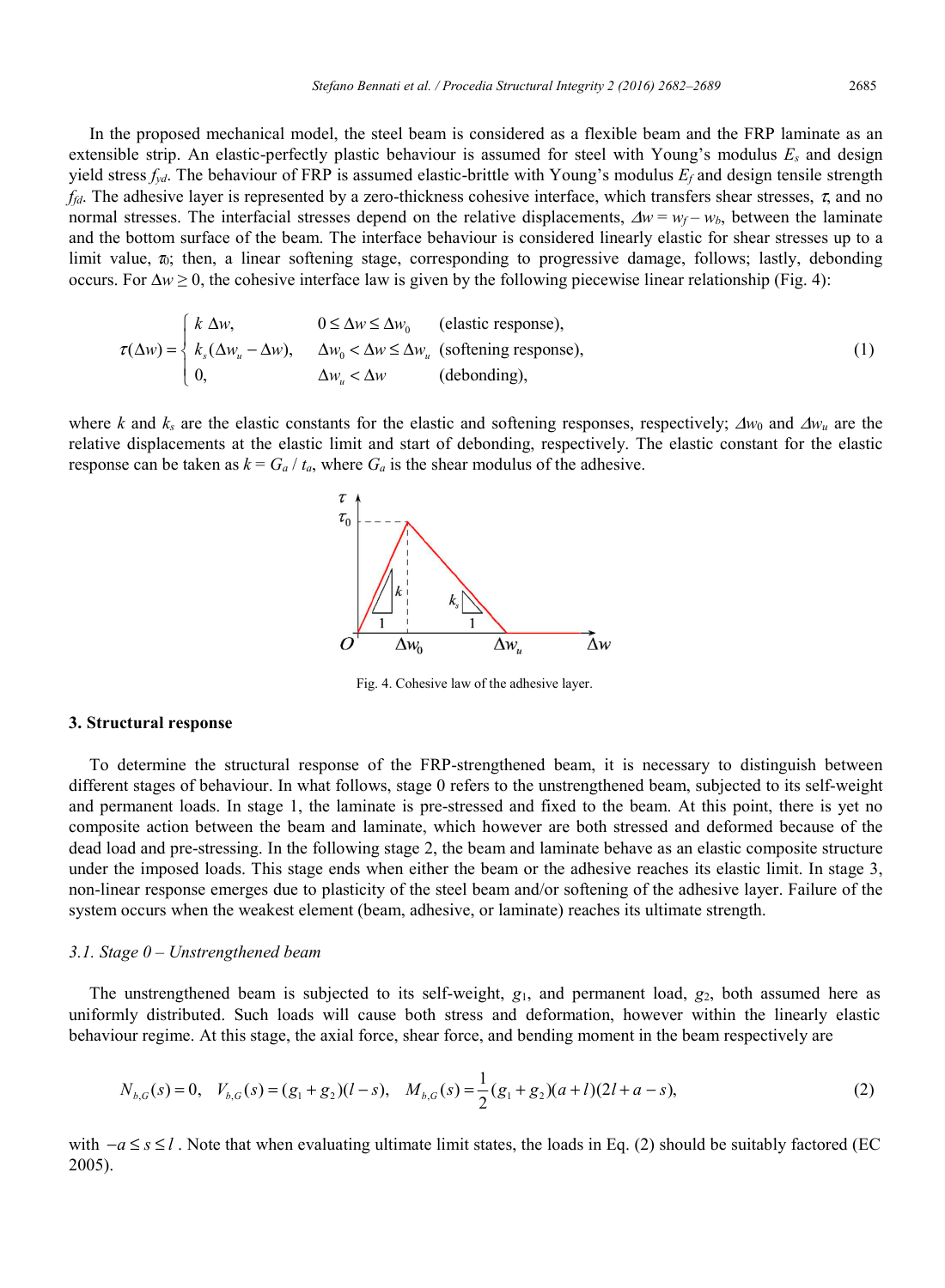In the proposed mechanical model, the steel beam is considered as a flexible beam and the FRP laminate as an extensible strip. An elastic-perfectly plastic behaviour is assumed for steel with Young's modulus $E_s$ and design yield stress $f_{yd}$. The behaviour of FRP is assumed elastic-brittle with Young's modulus $E_f$ and design tensile strength $f_{fd}$. The adhesive layer is represented by a zero-thickness cohesive interface, which transfers shear stresses, $\tau$, and no normal stresses. The interfacial stresses depend on the relative displacements, $\Delta w = w_f - w_b$, between the laminate and the bottom surface of the beam. The interface behaviour is considered linearly elastic for shear stresses up to a limit value, $\tau_0$; then, a linear softening stage, corresponding to progressive damage, follows; lastly, debonding occurs. For $\Delta w \geq 0$, the cohesive interface law is given by the following piecewise linear relationship (Fig. 4):

$$\tau(\Delta w) = \begin{cases} k\,\Delta w, & 0 \leq \Delta w \leq \Delta w_0 \quad \text{(elastic response)}, \\ k_s(\Delta w_u - \Delta w), & \Delta w_0 < \Delta w \leq \Delta w_u \quad \text{(softening response)}, \\ 0, & \Delta w_u < \Delta w \quad \text{(debonding)}, \end{cases} \tag{1}$$

where $k$ and $k_s$ are the elastic constants for the elastic and softening responses, respectively; $\Delta w_0$ and $\Delta w_u$ are the relative displacements at the elastic limit and start of debonding, respectively. The elastic constant for the elastic response can be taken as $k = G_a / t_a$, where $G_a$ is the shear modulus of the adhesive.

Fig. 4. Cohesive law of the adhesive layer.

## 3. Structural response

To determine the structural response of the FRP-strengthened beam, it is necessary to distinguish between different stages of behaviour. In what follows, stage 0 refers to the unstrengthened beam, subjected to its self-weight and permanent loads. In stage 1, the laminate is pre-stressed and fixed to the beam. At this point, there is yet no composite action between the beam and laminate, which however are both stressed and deformed because of the dead load and pre-stressing. In the following stage 2, the beam and laminate behave as an elastic composite structure under the imposed loads. This stage ends when either the beam or the adhesive reaches its elastic limit. In stage 3, non-linear response emerges due to plasticity of the steel beam and/or softening of the adhesive layer. Failure of the system occurs when the weakest element (beam, adhesive, or laminate) reaches its ultimate strength.

### *3.1. Stage 0 – Unstrengthened beam*

The unstrengthened beam is subjected to its self-weight, $g_1$, and permanent load, $g_2$, both assumed here as uniformly distributed. Such loads will cause both stress and deformation, however within the linearly elastic behaviour regime. At this stage, the axial force, shear force, and bending moment in the beam respectively are

$$N_{b,G}(s) = 0, \quad V_{b,G}(s) = (g_1 + g_2)(l - s), \quad M_{b,G}(s) = \frac{1}{2}(g_1 + g_2)(a + l)(2l + a - s), \tag{2}$$

with $-a \leq s \leq l$. Note that when evaluating ultimate limit states, the loads in Eq. (2) should be suitably factored (EC 2005).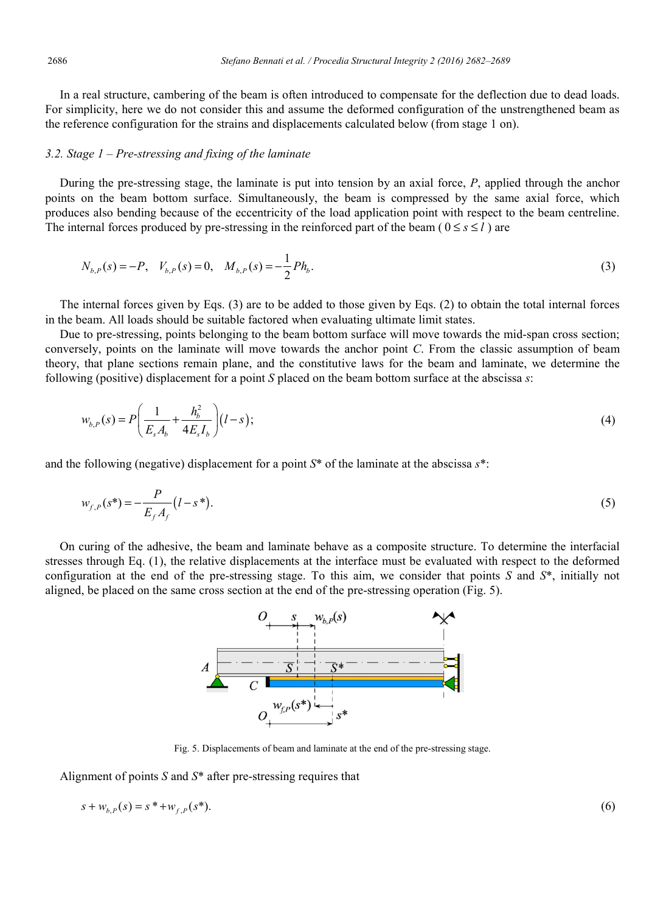In a real structure, cambering of the beam is often introduced to compensate for the deflection due to dead loads. For simplicity, here we do not consider this and assume the deformed configuration of the unstrengthened beam as the reference configuration for the strains and displacements calculated below (from stage 1 on).

### 3.2. Stage 1 – Pre-stressing and fixing of the laminate

During the pre-stressing stage, the laminate is put into tension by an axial force, $P$, applied through the anchor points on the beam bottom surface. Simultaneously, the beam is compressed by the same axial force, which produces also bending because of the eccentricity of the load application point with respect to the beam centreline. The internal forces produced by pre-stressing in the reinforced part of the beam ( $0 \le s \le l$ ) are

$$N_{b,P}(s) = -P, \quad V_{b,P}(s) = 0, \quad M_{b,P}(s) = -\frac{1}{2} P h_b. \tag{3}$$

The internal forces given by Eqs. (3) are to be added to those given by Eqs. (2) to obtain the total internal forces in the beam. All loads should be suitable factored when evaluating ultimate limit states.

Due to pre-stressing, points belonging to the beam bottom surface will move towards the mid-span cross section; conversely, points on the laminate will move towards the anchor point $C$. From the classic assumption of beam theory, that plane sections remain plane, and the constitutive laws for the beam and laminate, we determine the following (positive) displacement for a point $S$ placed on the beam bottom surface at the abscissa $s$:

$$w_{b,P}(s) = P\left(\frac{1}{E_s A_b} + \frac{h_b^2}{4 E_s I_b}\right)(l - s); \tag{4}$$

and the following (negative) displacement for a point $S^*$ of the laminate at the abscissa $s^*$:

$$w_{f,P}(s^*) = -\frac{P}{E_f A_f}(l - s^*). \tag{5}$$

On curing of the adhesive, the beam and laminate behave as a composite structure. To determine the interfacial stresses through Eq. (1), the relative displacements at the interface must be evaluated with respect to the deformed configuration at the end of the pre-stressing stage. To this aim, we consider that points $S$ and $S^*$, initially not aligned, be placed on the same cross section at the end of the pre-stressing operation (Fig. 5).

Fig. 5. Displacements of beam and laminate at the end of the pre-stressing stage.

Alignment of points $S$ and $S^*$ after pre-stressing requires that

$$s + w_{b,P}(s) = s^* + w_{f,P}(s^*). \tag{6}$$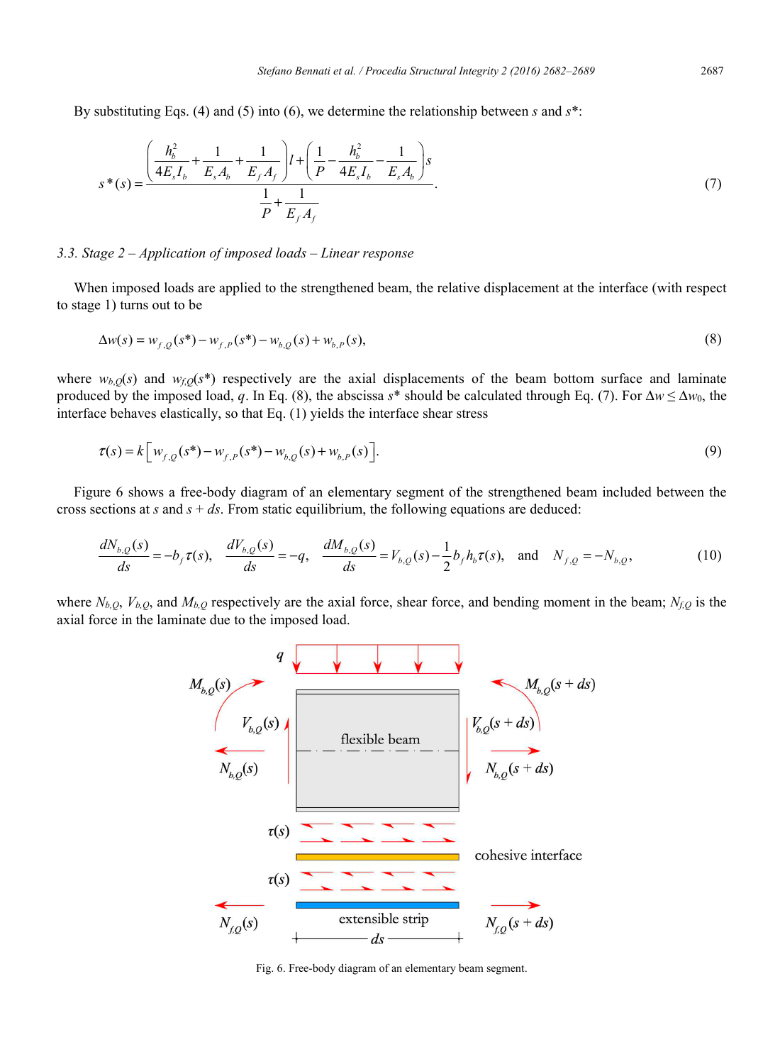By substituting Eqs. (4) and (5) into (6), we determine the relationship between $s$ and $s^*$:

$$s^*(s) = \frac{\left( \frac{h_b^2}{4E_s I_b} + \frac{1}{E_s A_b} + \frac{1}{E_f A_f} \right) l + \left( \frac{1}{P} - \frac{h_b^2}{4E_s I_b} - \frac{1}{E_s A_b} \right) s}{\frac{1}{P} + \frac{1}{E_f A_f}}. \tag{7}$$

### 3.3. Stage 2 – Application of imposed loads – Linear response

When imposed loads are applied to the strengthened beam, the relative displacement at the interface (with respect to stage 1) turns out to be

$$\Delta w(s) = w_{f,Q}(s^*) - w_{f,P}(s^*) - w_{b,Q}(s) + w_{b,P}(s), \tag{8}$$

where $w_{b,Q}(s)$ and $w_{f,Q}(s^*)$ respectively are the axial displacements of the beam bottom surface and laminate produced by the imposed load, $q$. In Eq. (8), the abscissa $s^*$ should be calculated through Eq. (7). For $\Delta w \leq \Delta w_0$, the interface behaves elastically, so that Eq. (1) yields the interface shear stress

$$\tau(s) = k\left[ w_{f,Q}(s^*) - w_{f,P}(s^*) - w_{b,Q}(s) + w_{b,P}(s) \right]. \tag{9}$$

Figure 6 shows a free-body diagram of an elementary segment of the strengthened beam included between the cross sections at $s$ and $s + ds$. From static equilibrium, the following equations are deduced:

$$\frac{dN_{b,Q}(s)}{ds} = -b_f \tau(s), \quad \frac{dV_{b,Q}(s)}{ds} = -q, \quad \frac{dM_{b,Q}(s)}{ds} = V_{b,Q}(s) - \frac{1}{2} b_f h_b \tau(s), \quad \text{and} \quad N_{f,Q} = -N_{b,Q}, \tag{10}$$

where $N_{b,Q}$, $V_{b,Q}$, and $M_{b,Q}$ respectively are the axial force, shear force, and bending moment in the beam; $N_{f,Q}$ is the axial force in the laminate due to the imposed load.

Fig. 6. Free-body diagram of an elementary beam segment.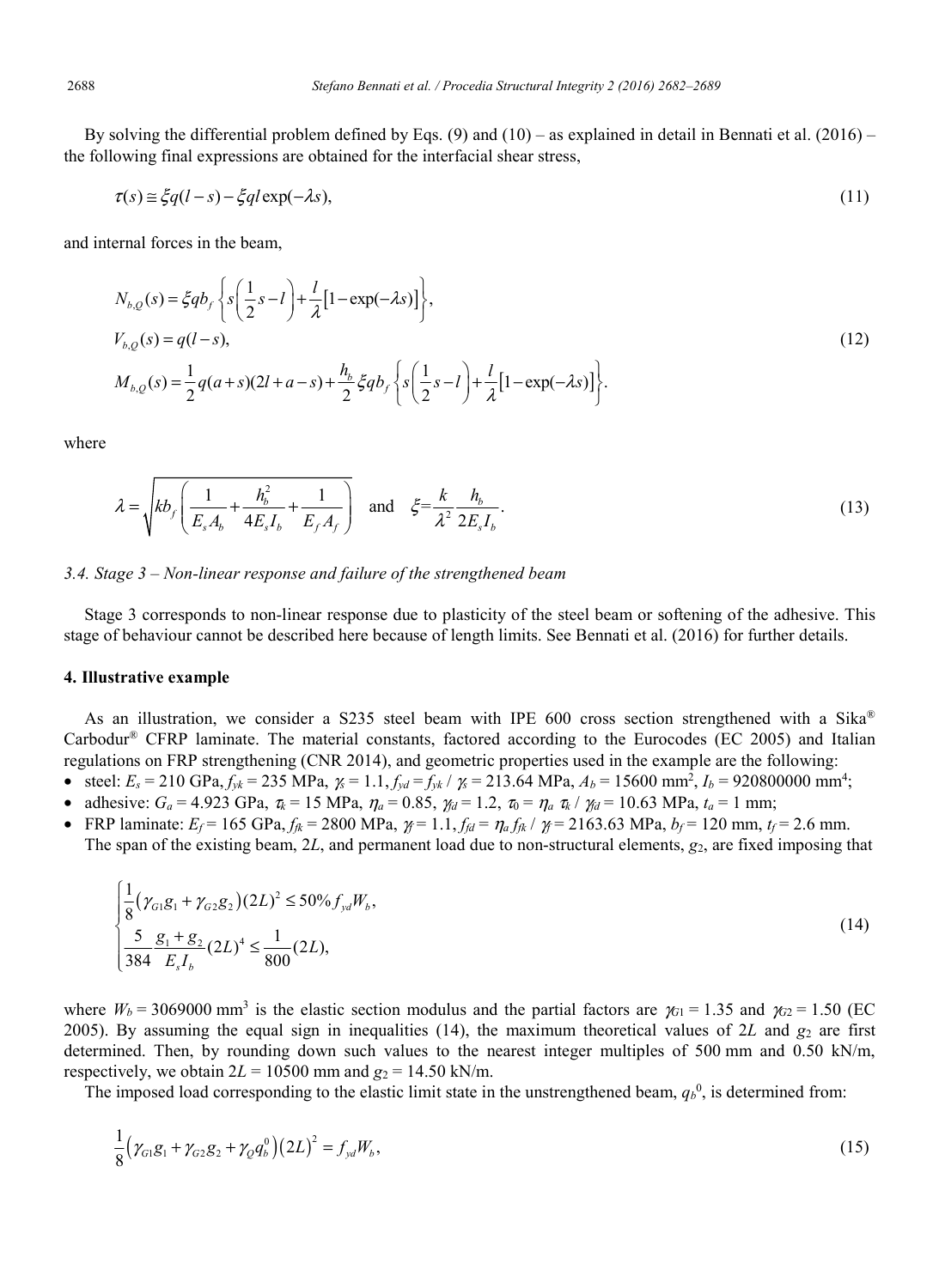By solving the differential problem defined by Eqs. (9) and (10) – as explained in detail in Bennati et al. (2016) – the following final expressions are obtained for the interfacial shear stress,

$$\tau(s) \cong \xi q(l-s) - \xi q l \exp(-\lambda s), \tag{11}$$

and internal forces in the beam,

$$\begin{aligned} N_{b,Q}(s) &= \xi q b_f \left\{ s\left(\frac{1}{2}s - l\right) + \frac{l}{\lambda}\left[1-\exp(-\lambda s)\right] \right\}, \\ V_{b,Q}(s) &= q(l-s), \\ M_{b,Q}(s) &= \frac{1}{2}q(a+s)(2l+a-s) + \frac{h_b}{2}\xi q b_f \left\{ s\left(\frac{1}{2}s - l\right) + \frac{l}{\lambda}\left[1-\exp(-\lambda s)\right] \right\}. \end{aligned} \tag{12}$$

where

$$\lambda = \sqrt{k b_f \left( \frac{1}{E_s A_b} + \frac{h_b^2}{4 E_s I_b} + \frac{1}{E_f A_f} \right)} \quad \text{and} \quad \xi = \frac{k}{\lambda^2}\frac{h_b}{2 E_s I_b}. \tag{13}$$

### *3.4. Stage 3 – Non-linear response and failure of the strengthened beam*

Stage 3 corresponds to non-linear response due to plasticity of the steel beam or softening of the adhesive. This stage of behaviour cannot be described here because of length limits. See Bennati et al. (2016) for further details.

## 4. Illustrative example

As an illustration, we consider a S235 steel beam with IPE 600 cross section strengthened with a Sika® Carbodur® CFRP laminate. The material constants, factored according to the Eurocodes (EC 2005) and Italian regulations on FRP strengthening (CNR 2014), and geometric properties used in the example are the following:

- steel: $E_s$ = 210 GPa, $f_{yk}$ = 235 MPa, $\gamma_s$ = 1.1, $f_{yd} = f_{yk} / \gamma_s$ = 213.64 MPa, $A_b$ = 15600 mm$^2$, $I_b$ = 920800000 mm$^4$;
- adhesive: $G_a$ = 4.923 GPa, $\tau_k$ = 15 MPa, $\eta_a$ = 0.85, $\gamma_{fd}$ = 1.2, $\tau_0 = \eta_a \tau_k / \gamma_{fd}$ = 10.63 MPa, $t_a$ = 1 mm;
- FRP laminate: $E_f$ = 165 GPa, $f_{fk}$ = 2800 MPa, $\gamma_f$ = 1.1, $f_{fd} = \eta_a f_{fk} / \gamma_f$ = 2163.63 MPa, $b_f$ = 120 mm, $t_f$ = 2.6 mm.

The span of the existing beam, $2L$, and permanent load due to non-structural elements, $g_2$, are fixed imposing that

$$\begin{cases} \dfrac{1}{8}\left(\gamma_{G1} g_1 + \gamma_{G2} g_2\right)(2L)^2 \leq 50\% f_{yd} W_b, \\ \dfrac{5}{384}\dfrac{g_1 + g_2}{E_s I_b}(2L)^4 \leq \dfrac{1}{800}(2L), \end{cases} \tag{14}$$

where $W_b$ = 3069000 mm$^3$ is the elastic section modulus and the partial factors are $\gamma_{G1}$ = 1.35 and $\gamma_{G2}$ = 1.50 (EC 2005). By assuming the equal sign in inequalities (14), the maximum theoretical values of $2L$ and $g_2$ are first determined. Then, by rounding down such values to the nearest integer multiples of 500 mm and 0.50 kN/m, respectively, we obtain $2L$ = 10500 mm and $g_2$ = 14.50 kN/m.

The imposed load corresponding to the elastic limit state in the unstrengthened beam, $q_b^0$, is determined from:

$$\frac{1}{8}\left(\gamma_{G1} g_1 + \gamma_{G2} g_2 + \gamma_Q q_b^0\right)\left(2L\right)^2 = f_{yd} W_b, \tag{15}$$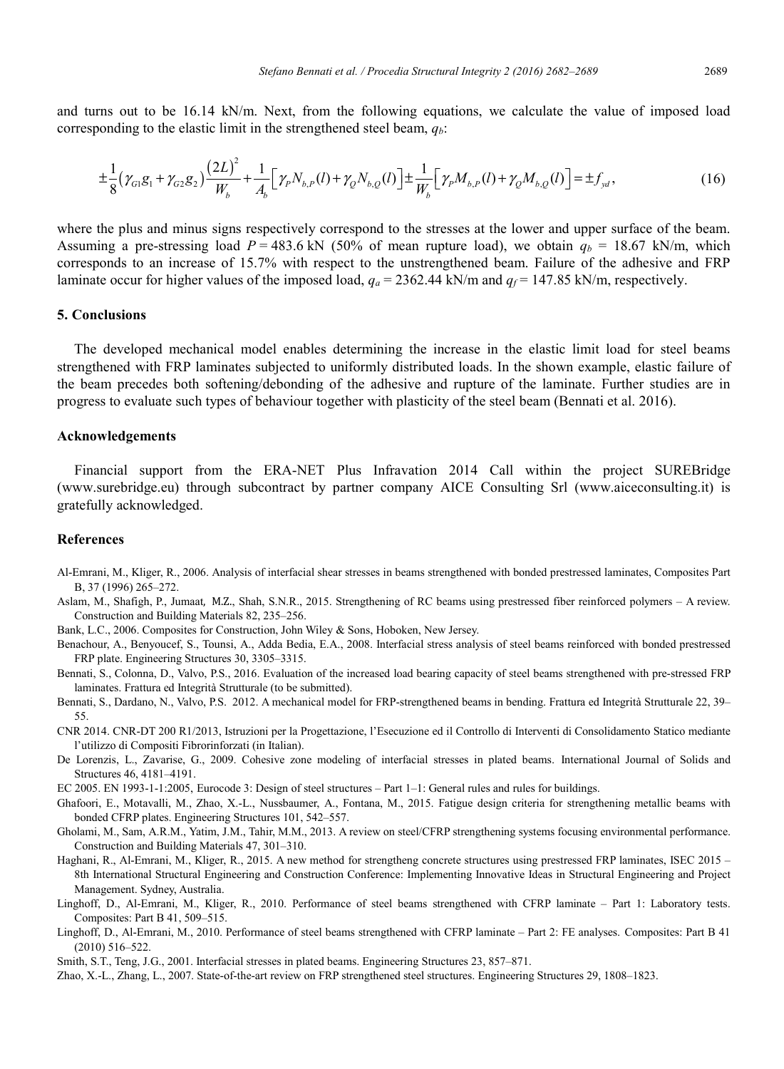and turns out to be 16.14 kN/m. Next, from the following equations, we calculate the value of imposed load corresponding to the elastic limit in the strengthened steel beam, $q_b$:

$$\pm\frac{1}{8}\left(\gamma_{G1}g_1+\gamma_{G2}g_2\right)\frac{(2L)^2}{W_b}+\frac{1}{A_b}\left[\gamma_P N_{b,P}(l)+\gamma_Q N_{b,Q}(l)\right]\pm\frac{1}{W_b}\left[\gamma_P M_{b,P}(l)+\gamma_Q M_{b,Q}(l)\right]=\pm f_{yd}, \tag{16}$$

where the plus and minus signs respectively correspond to the stresses at the lower and upper surface of the beam. Assuming a pre-stressing load $P = 483.6$ kN (50% of mean rupture load), we obtain $q_b = 18.67$ kN/m, which corresponds to an increase of 15.7% with respect to the unstrengthened beam. Failure of the adhesive and FRP laminate occur for higher values of the imposed load, $q_a = 2362.44$ kN/m and $q_f = 147.85$ kN/m, respectively.

## 5. Conclusions

The developed mechanical model enables determining the increase in the elastic limit load for steel beams strengthened with FRP laminates subjected to uniformly distributed loads. In the shown example, elastic failure of the beam precedes both softening/debonding of the adhesive and rupture of the laminate. Further studies are in progress to evaluate such types of behaviour together with plasticity of the steel beam (Bennati et al. 2016).

## Acknowledgements

Financial support from the ERA-NET Plus Infravation 2014 Call within the project SUREBridge (www.surebridge.eu) through subcontract by partner company AICE Consulting Srl (www.aiceconsulting.it) is gratefully acknowledged.

## References

Al-Emrani, M., Kliger, R., 2006. Analysis of interfacial shear stresses in beams strengthened with bonded prestressed laminates, Composites Part B, 37 (1996) 265–272.

Aslam, M., Shafigh, P., Jumaat, M.Z., Shah, S.N.R., 2015. Strengthening of RC beams using prestressed fiber reinforced polymers – A review. Construction and Building Materials 82, 235–256.

Bank, L.C., 2006. Composites for Construction, John Wiley & Sons, Hoboken, New Jersey.

Benachour, A., Benyoucef, S., Tounsi, A., Adda Bedia, E.A., 2008. Interfacial stress analysis of steel beams reinforced with bonded prestressed FRP plate. Engineering Structures 30, 3305–3315.

Bennati, S., Colonna, D., Valvo, P.S., 2016. Evaluation of the increased load bearing capacity of steel beams strengthened with pre-stressed FRP laminates. Frattura ed Integrità Strutturale (to be submitted).

Bennati, S., Dardano, N., Valvo, P.S. 2012. A mechanical model for FRP-strengthened beams in bending. Frattura ed Integrità Strutturale 22, 39–55.

CNR 2014. CNR-DT 200 R1/2013, Istruzioni per la Progettazione, l'Esecuzione ed il Controllo di Interventi di Consolidamento Statico mediante l'utilizzo di Compositi Fibrorinforzati (in Italian).

De Lorenzis, L., Zavarise, G., 2009. Cohesive zone modeling of interfacial stresses in plated beams. International Journal of Solids and Structures 46, 4181–4191.

EC 2005. EN 1993-1-1:2005, Eurocode 3: Design of steel structures – Part 1–1: General rules and rules for buildings.

Ghafoori, E., Motavalli, M., Zhao, X.-L., Nussbaumer, A., Fontana, M., 2015. Fatigue design criteria for strengthening metallic beams with bonded CFRP plates. Engineering Structures 101, 542–557.

Gholami, M., Sam, A.R.M., Yatim, J.M., Tahir, M.M., 2013. A review on steel/CFRP strengthening systems focusing environmental performance. Construction and Building Materials 47, 301–310.

Haghani, R., Al-Emrani, M., Kliger, R., 2015. A new method for strengtheng concrete structures using prestressed FRP laminates, ISEC 2015 – 8th International Structural Engineering and Construction Conference: Implementing Innovative Ideas in Structural Engineering and Project Management. Sydney, Australia.

Linghoff, D., Al-Emrani, M., Kliger, R., 2010. Performance of steel beams strengthened with CFRP laminate – Part 1: Laboratory tests. Composites: Part B 41, 509–515.

Linghoff, D., Al-Emrani, M., 2010. Performance of steel beams strengthened with CFRP laminate – Part 2: FE analyses. Composites: Part B 41 (2010) 516–522.

Smith, S.T., Teng, J.G., 2001. Interfacial stresses in plated beams. Engineering Structures 23, 857–871.

Zhao, X.-L., Zhang, L., 2007. State-of-the-art review on FRP strengthened steel structures. Engineering Structures 29, 1808–1823.